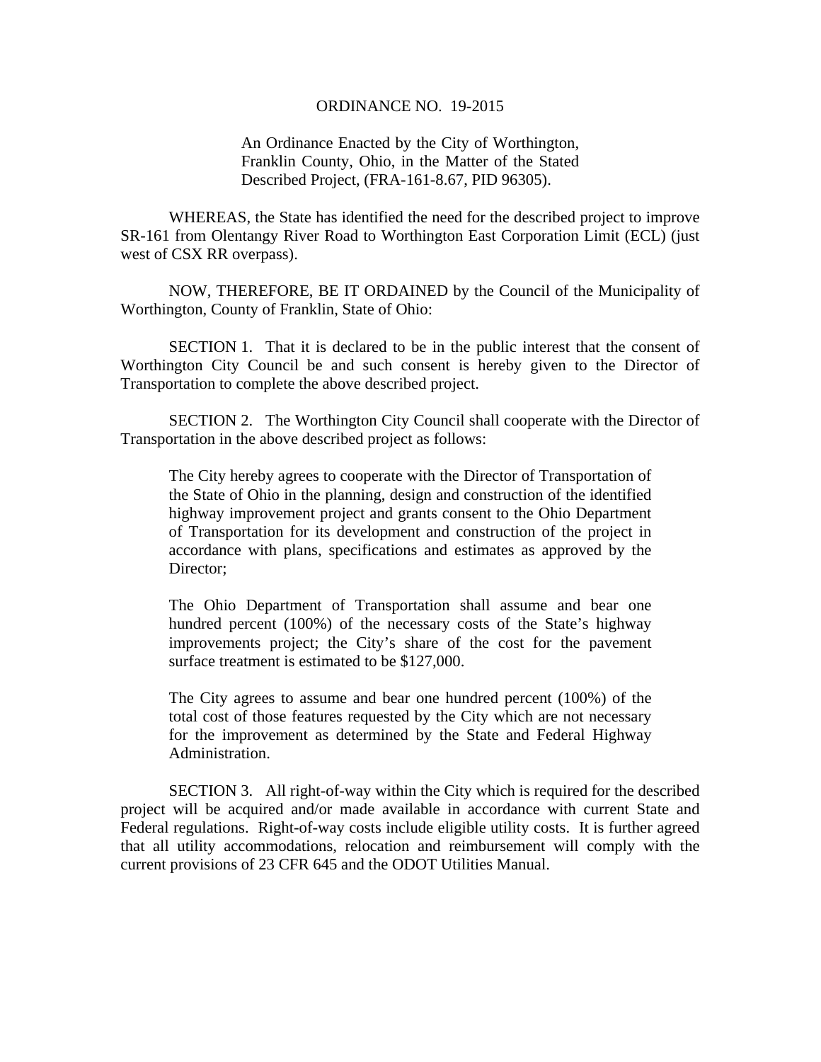ORDINANCE NO. 19-2015

An Ordinance Enacted by the City of Worthington, Franklin County, Ohio, in the Matter of the Stated Described Project, (FRA-161-8.67, PID 96305).

WHEREAS, the State has identified the need for the described project to improve SR-161 from Olentangy River Road to Worthington East Corporation Limit (ECL) (just west of CSX RR overpass).

NOW, THEREFORE, BE IT ORDAINED by the Council of the Municipality of Worthington, County of Franklin, State of Ohio:

SECTION 1. That it is declared to be in the public interest that the consent of Worthington City Council be and such consent is hereby given to the Director of Transportation to complete the above described project.

SECTION 2. The Worthington City Council shall cooperate with the Director of Transportation in the above described project as follows:

> The City hereby agrees to cooperate with the Director of Transportation of the State of Ohio in the planning, design and construction of the identified highway improvement project and grants consent to the Ohio Department of Transportation for its development and construction of the project in accordance with plans, specifications and estimates as approved by the Director;
>
> The Ohio Department of Transportation shall assume and bear one hundred percent (100%) of the necessary costs of the State's highway improvements project; the City's share of the cost for the pavement surface treatment is estimated to be $127,000.
>
> The City agrees to assume and bear one hundred percent (100%) of the total cost of those features requested by the City which are not necessary for the improvement as determined by the State and Federal Highway Administration.

SECTION 3. All right-of-way within the City which is required for the described project will be acquired and/or made available in accordance with current State and Federal regulations. Right-of-way costs include eligible utility costs. It is further agreed that all utility accommodations, relocation and reimbursement will comply with the current provisions of 23 CFR 645 and the ODOT Utilities Manual.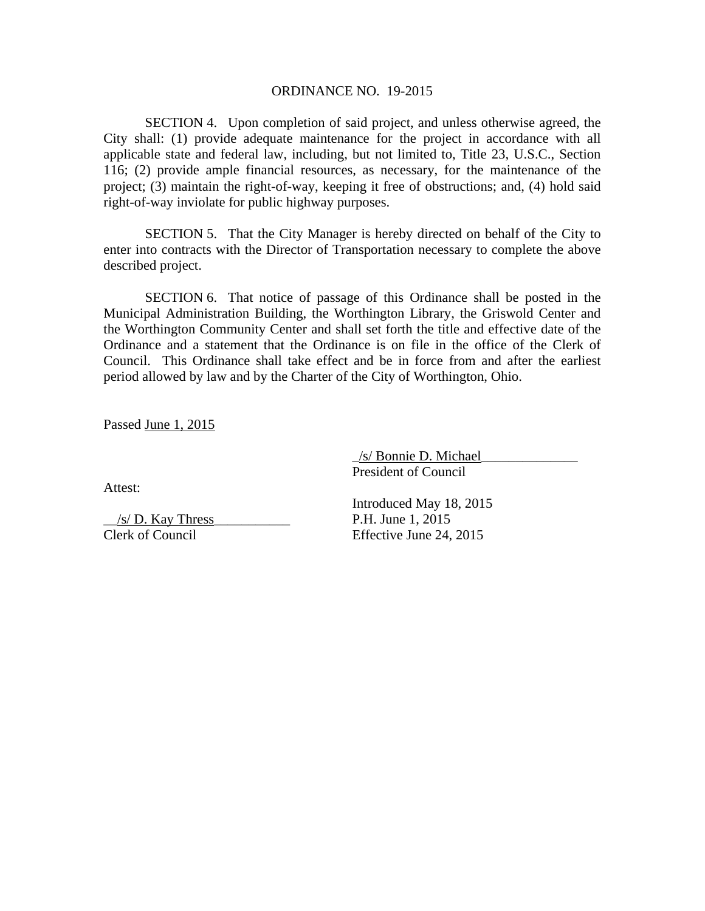ORDINANCE NO. 19-2015

SECTION 4. Upon completion of said project, and unless otherwise agreed, the City shall: (1) provide adequate maintenance for the project in accordance with all applicable state and federal law, including, but not limited to, Title 23, U.S.C., Section 116; (2) provide ample financial resources, as necessary, for the maintenance of the project; (3) maintain the right-of-way, keeping it free of obstructions; and, (4) hold said right-of-way inviolate for public highway purposes.

SECTION 5. That the City Manager is hereby directed on behalf of the City to enter into contracts with the Director of Transportation necessary to complete the above described project.

SECTION 6. That notice of passage of this Ordinance shall be posted in the Municipal Administration Building, the Worthington Library, the Griswold Center and the Worthington Community Center and shall set forth the title and effective date of the Ordinance and a statement that the Ordinance is on file in the office of the Clerk of Council. This Ordinance shall take effect and be in force from and after the earliest period allowed by law and by the Charter of the City of Worthington, Ohio.

Passed June 1, 2015

/s/ Bonnie D. Michael
President of Council

Attest:

/s/ D. Kay Thress
Clerk of Council

Introduced May 18, 2015
P.H. June 1, 2015
Effective June 24, 2015